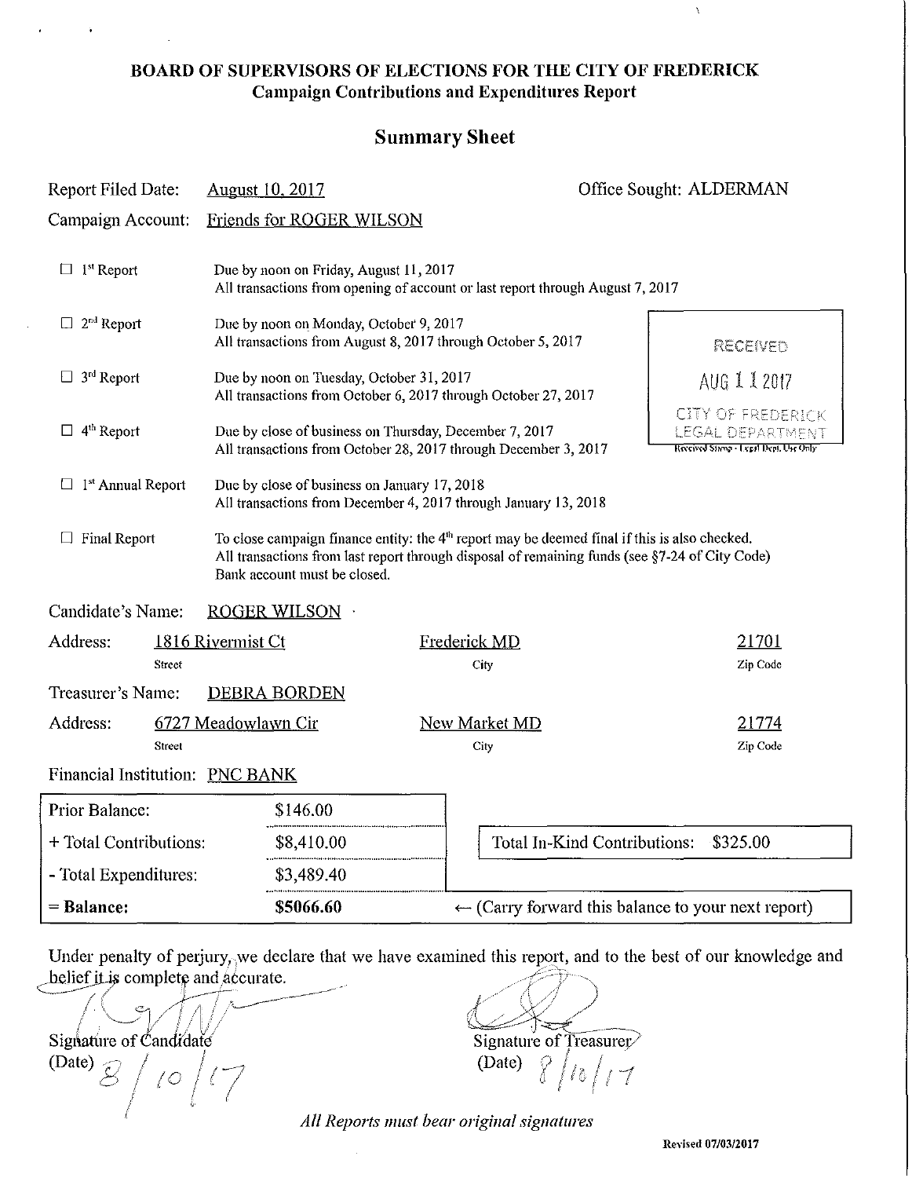# BOARD OF SUPERVISORS OF ELECTIONS FOR THE CITY OF FREDERICK

## Campaign Contributions and Expenditures Report

## Summary Sheet

Report Filed Date: August 10, 2017 — Office Sought: ALDERMAN

Campaign Account: Friends for ROGER WILSON

- ☐ 1st Report — Due by noon on Friday, August 11, 2017
  All transactions from opening of account or last report through August 7, 2017
- ☐ 2nd Report — Due by noon on Monday, October 9, 2017
  All transactions from August 8, 2017 through October 5, 2017
- ☐ 3rd Report — Due by noon on Tuesday, October 31, 2017
  All transactions from October 6, 2017 through October 27, 2017
- ☐ 4th Report — Due by close of business on Thursday, December 7, 2017
  All transactions from October 28, 2017 through December 3, 2017
- ☐ 1st Annual Report — Due by close of business on January 17, 2018
  All transactions from December 4, 2017 through January 13, 2018
- ☐ Final Report — To close campaign finance entity: the 4th report may be deemed final if this is also checked.
  All transactions from last report through disposal of remaining funds (see §7-24 of City Code)
  Bank account must be closed.

RECEIVED
AUG 11 2017
CITY OF FREDERICK
LEGAL DEPARTMENT
Received Stamp - Legal Dept. Use Only

Candidate's Name: ROGER WILSON

Address: 1816 Rivermist Ct (Street) — Frederick MD (City) — 21701 (Zip Code)

Treasurer's Name: DEBRA BORDEN

Address: 6727 Meadowlawn Cir (Street) — New Market MD (City) — 21774 (Zip Code)

Financial Institution: PNC BANK

| | | |
|---|---|---|
| Prior Balance: | $146.00 | |
| + Total Contributions: | $8,410.00 | Total In-Kind Contributions: $325.00 |
| - Total Expenditures: | $3,489.40 | |
| **= Balance:** | **$5066.60** | ← (Carry forward this balance to your next report) |

Under penalty of perjury, we declare that we have examined this report, and to the best of our knowledge and belief it is complete and accurate.

Signature of Candidate
(Date) 8/10/17

Signature of Treasurer
(Date) 8/10/17

*All Reports must bear original signatures*

Revised 07/03/2017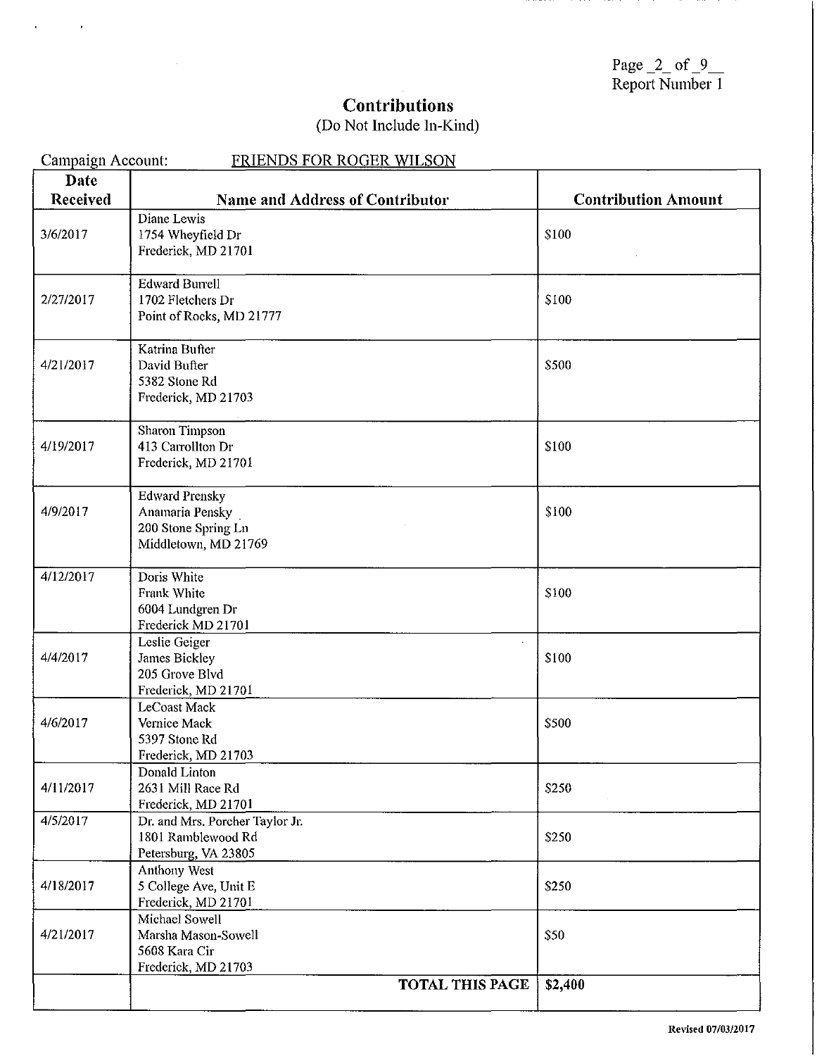# Contributions

(Do Not Include In-Kind)

Campaign Account: FRIENDS FOR ROGER WILSON

| Date Received | Name and Address of Contributor | Contribution Amount |
|---|---|---|
| 3/6/2017 | Diane Lewis<br>1754 Wheyfield Dr<br>Frederick, MD 21701 | $100 |
| 2/27/2017 | Edward Burrell<br>1702 Fletchers Dr<br>Point of Rocks, MD 21777 | $100 |
| 4/21/2017 | Katrina Bufter<br>David Bufter<br>5382 Stone Rd<br>Frederick, MD 21703 | $500 |
| 4/19/2017 | Sharon Timpson<br>413 Carrollton Dr<br>Frederick, MD 21701 | $100 |
| 4/9/2017 | Edward Prensky<br>Anamaria Pensky<br>200 Stone Spring Ln<br>Middletown, MD 21769 | $100 |
| 4/12/2017 | Doris White<br>Frank White<br>6004 Lundgren Dr<br>Frederick MD 21701 | $100 |
| 4/4/2017 | Leslie Geiger<br>James Bickley<br>205 Grove Blvd<br>Frederick, MD 21701 | $100 |
| 4/6/2017 | LeCoast Mack<br>Vernice Mack<br>5397 Stone Rd<br>Frederick, MD 21703 | $500 |
| 4/11/2017 | Donald Linton<br>2631 Mill Race Rd<br>Frederick, MD 21701 | $250 |
| 4/5/2017 | Dr. and Mrs. Porcher Taylor Jr.<br>1801 Ramblewood Rd<br>Petersburg, VA 23805 | $250 |
| 4/18/2017 | Anthony West<br>5 College Ave, Unit E<br>Frederick, MD 21701 | $250 |
| 4/21/2017 | Michael Sowell<br>Marsha Mason-Sowell<br>5608 Kara Cir<br>Frederick, MD 21703 | $50 |
| | **TOTAL THIS PAGE** | **$2,400** |

Revised 07/03/2017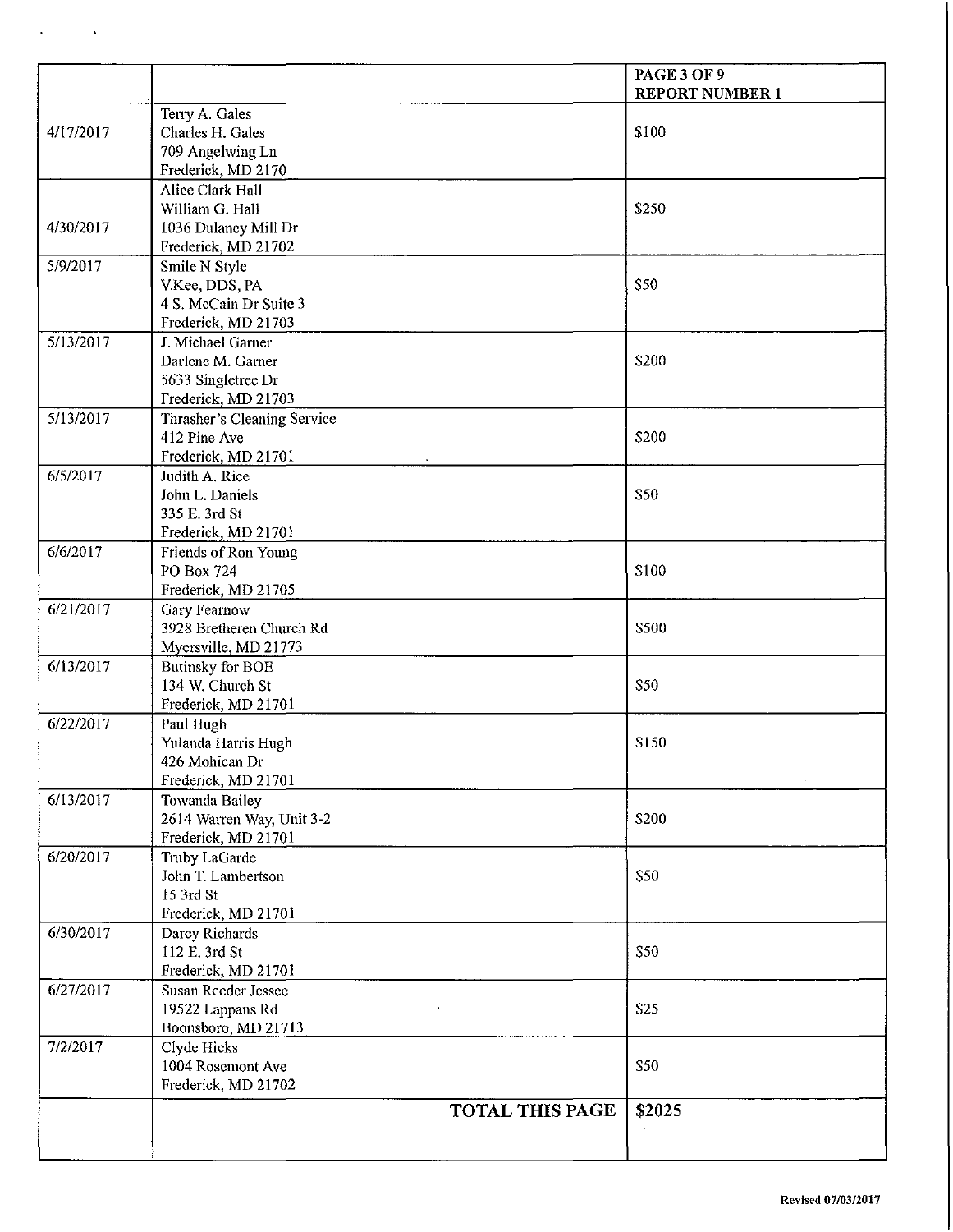| | | PAGE 3 OF 9<br>REPORT NUMBER 1 |
|---|---|---|
| 4/17/2017 | Terry A. Gales<br>Charles H. Gales<br>709 Angelwing Ln<br>Frederick, MD 2170 | $100 |
| 4/30/2017 | Alice Clark Hall<br>William G. Hall<br>1036 Dulaney Mill Dr<br>Frederick, MD 21702 | $250 |
| 5/9/2017 | Smile N Style<br>V.Kee, DDS, PA<br>4 S. McCain Dr Suite 3<br>Frederick, MD 21703 | $50 |
| 5/13/2017 | J. Michael Garner<br>Darlene M. Garner<br>5633 Singletree Dr<br>Frederick, MD 21703 | $200 |
| 5/13/2017 | Thrasher's Cleaning Service<br>412 Pine Ave<br>Frederick, MD 21701 | $200 |
| 6/5/2017 | Judith A. Rice<br>John L. Daniels<br>335 E. 3rd St<br>Frederick, MD 21701 | $50 |
| 6/6/2017 | Friends of Ron Young<br>PO Box 724<br>Frederick, MD 21705 | $100 |
| 6/21/2017 | Gary Fearnow<br>3928 Bretheren Church Rd<br>Myersville, MD 21773 | $500 |
| 6/13/2017 | Butinsky for BOE<br>134 W. Church St<br>Frederick, MD 21701 | $50 |
| 6/22/2017 | Paul Hugh<br>Yulanda Harris Hugh<br>426 Mohican Dr<br>Frederick, MD 21701 | $150 |
| 6/13/2017 | Towanda Bailey<br>2614 Warren Way, Unit 3-2<br>Frederick, MD 21701 | $200 |
| 6/20/2017 | Truby LaGarde<br>John T. Lambertson<br>15 3rd St<br>Frederick, MD 21701 | $50 |
| 6/30/2017 | Darcy Richards<br>112 E. 3rd St<br>Frederick, MD 21701 | $50 |
| 6/27/2017 | Susan Reeder Jessee<br>19522 Lappans Rd<br>Boonsboro, MD 21713 | $25 |
| 7/2/2017 | Clyde Hicks<br>1004 Rosemont Ave<br>Frederick, MD 21702 | $50 |
| | **TOTAL THIS PAGE** | **$2025** |

Revised 07/03/2017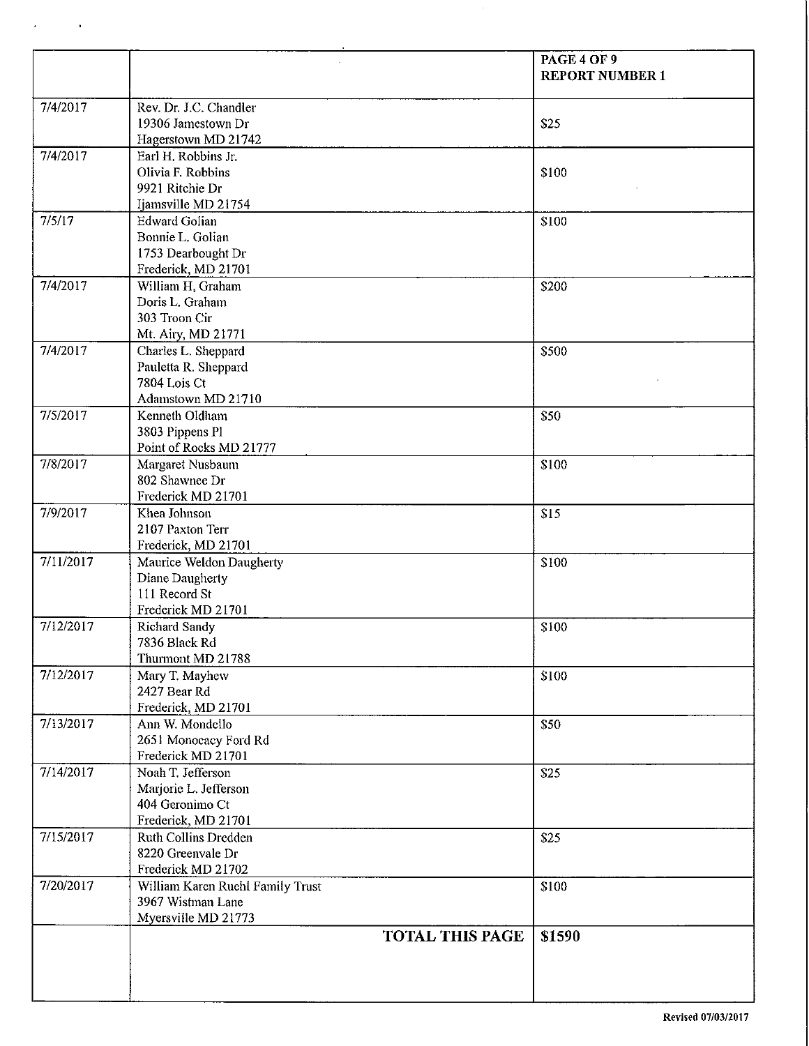| | | PAGE 4 OF 9<br>REPORT NUMBER 1 |
|---|---|---|
| 7/4/2017 | Rev. Dr. J.C. Chandler<br>19306 Jamestown Dr<br>Hagerstown MD 21742 | $25 |
| 7/4/2017 | Earl H. Robbins Jr.<br>Olivia F. Robbins<br>9921 Ritchie Dr<br>Ijamsville MD 21754 | $100 |
| 7/5/17 | Edward Golian<br>Bonnie L. Golian<br>1753 Dearbought Dr<br>Frederick, MD 21701 | $100 |
| 7/4/2017 | William H, Graham<br>Doris L. Graham<br>303 Troon Cir<br>Mt. Airy, MD 21771 | $200 |
| 7/4/2017 | Charles L. Sheppard<br>Pauletta R. Sheppard<br>7804 Lois Ct<br>Adamstown MD 21710 | $500 |
| 7/5/2017 | Kenneth Oldham<br>3803 Pippens Pl<br>Point of Rocks MD 21777 | $50 |
| 7/8/2017 | Margaret Nusbaum<br>802 Shawnee Dr<br>Frederick MD 21701 | $100 |
| 7/9/2017 | Khea Johnson<br>2107 Paxton Terr<br>Frederick, MD 21701 | $15 |
| 7/11/2017 | Maurice Weldon Daugherty<br>Diane Daugherty<br>111 Record St<br>Frederick MD 21701 | $100 |
| 7/12/2017 | Richard Sandy<br>7836 Black Rd<br>Thurmont MD 21788 | $100 |
| 7/12/2017 | Mary T. Mayhew<br>2427 Bear Rd<br>Frederick, MD 21701 | $100 |
| 7/13/2017 | Ann W. Mondello<br>2651 Monocacy Ford Rd<br>Frederick MD 21701 | $50 |
| 7/14/2017 | Noah T. Jefferson<br>Marjorie L. Jefferson<br>404 Geronimo Ct<br>Frederick, MD 21701 | $25 |
| 7/15/2017 | Ruth Collins Dredden<br>8220 Greenvale Dr<br>Frederick MD 21702 | $25 |
| 7/20/2017 | William Karen Ruehl Family Trust<br>3967 Wistman Lane<br>Myersville MD 21773 | $100 |
| | **TOTAL THIS PAGE** | **$1590** |

Revised 07/03/2017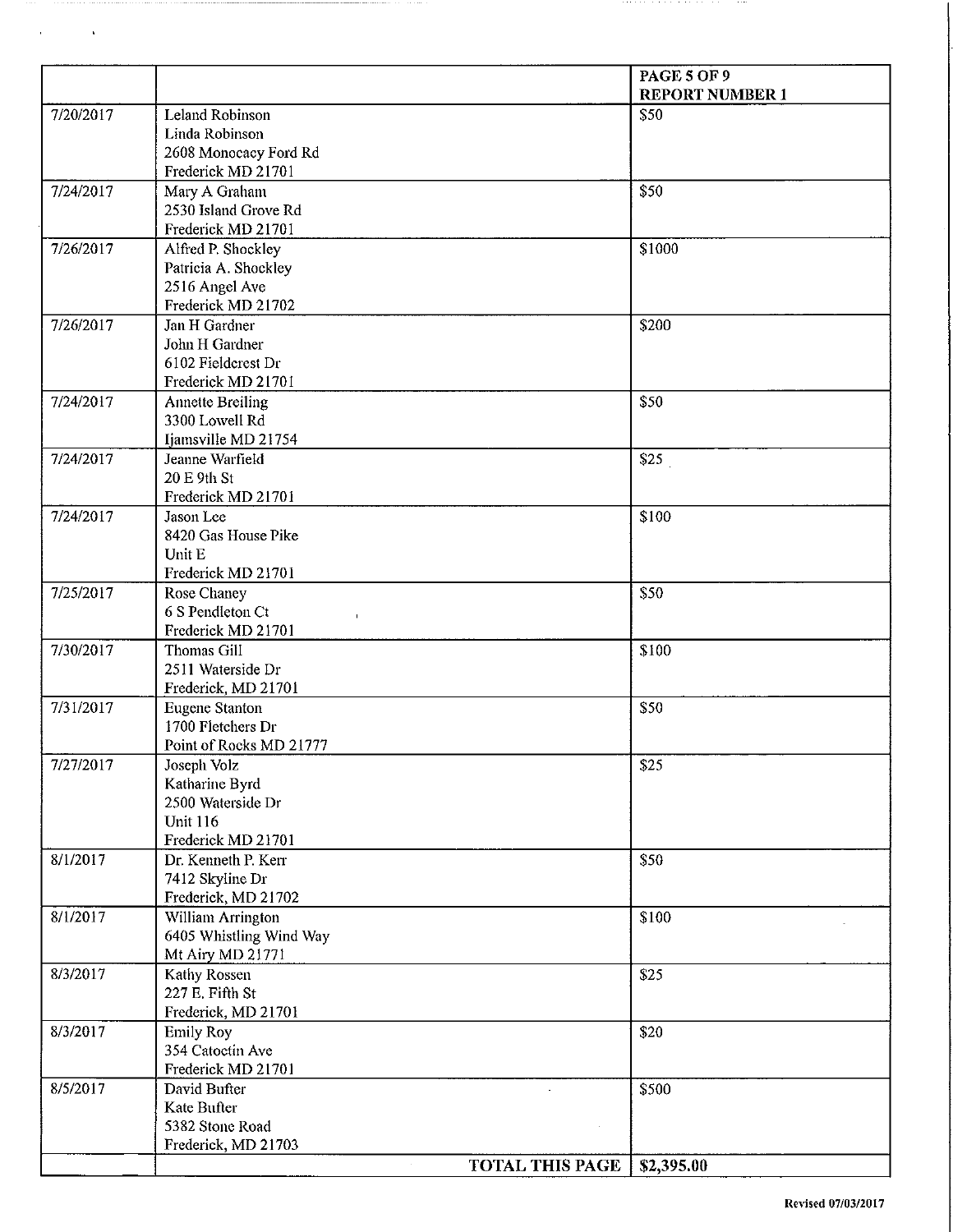| | | PAGE 5 OF 9<br>REPORT NUMBER 1 |
|---|---|---|
| 7/20/2017 | Leland Robinson<br>Linda Robinson<br>2608 Monocacy Ford Rd<br>Frederick MD 21701 | $50 |
| 7/24/2017 | Mary A Graham<br>2530 Island Grove Rd<br>Frederick MD 21701 | $50 |
| 7/26/2017 | Alfred P. Shockley<br>Patricia A. Shockley<br>2516 Angel Ave<br>Frederick MD 21702 | $1000 |
| 7/26/2017 | Jan H Gardner<br>John H Gardner<br>6102 Fieldcrest Dr<br>Frederick MD 21701 | $200 |
| 7/24/2017 | Annette Breiling<br>3300 Lowell Rd<br>Ijamsville MD 21754 | $50 |
| 7/24/2017 | Jeanne Warfield<br>20 E 9th St<br>Frederick MD 21701 | $25 |
| 7/24/2017 | Jason Lee<br>8420 Gas House Pike<br>Unit E<br>Frederick MD 21701 | $100 |
| 7/25/2017 | Rose Chaney<br>6 S Pendleton Ct<br>Frederick MD 21701 | $50 |
| 7/30/2017 | Thomas Gill<br>2511 Waterside Dr<br>Frederick, MD 21701 | $100 |
| 7/31/2017 | Eugene Stanton<br>1700 Fletchers Dr<br>Point of Rocks MD 21777 | $50 |
| 7/27/2017 | Joseph Volz<br>Katharine Byrd<br>2500 Waterside Dr<br>Unit 116<br>Frederick MD 21701 | $25 |
| 8/1/2017 | Dr. Kenneth P. Kerr<br>7412 Skyline Dr<br>Frederick, MD 21702 | $50 |
| 8/1/2017 | William Arrington<br>6405 Whistling Wind Way<br>Mt Airy MD 21771 | $100 |
| 8/3/2017 | Kathy Rossen<br>227 E. Fifth St<br>Frederick, MD 21701 | $25 |
| 8/3/2017 | Emily Roy<br>354 Catoctin Ave<br>Frederick MD 21701 | $20 |
| 8/5/2017 | David Bufter<br>Kate Bufter<br>5382 Stone Road<br>Frederick, MD 21703 | $500 |
| | **TOTAL THIS PAGE** | **$2,395.00** |

Revised 07/03/2017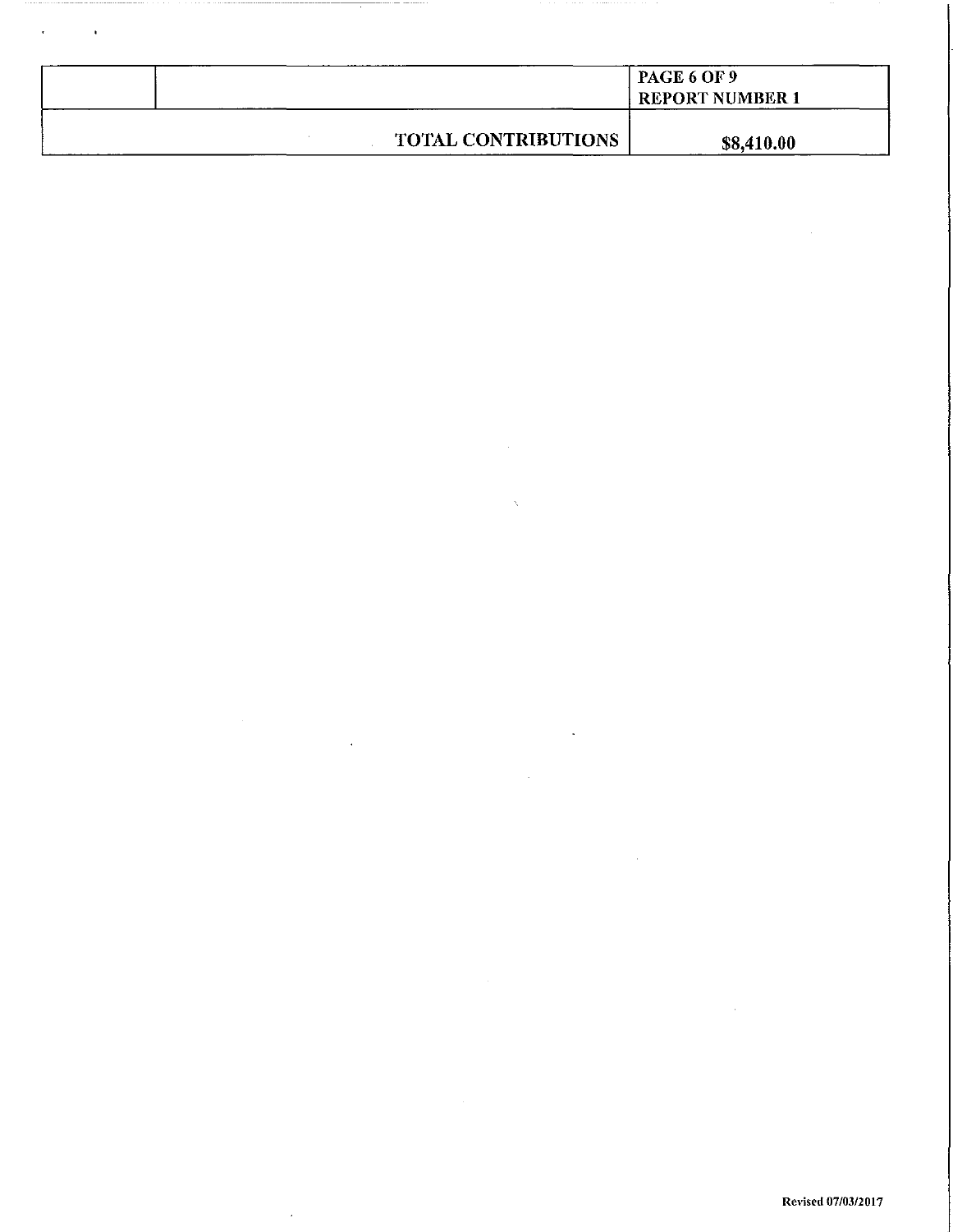| | | PAGE 6 OF 9<br>REPORT NUMBER 1 |
|---|---|---|
| | TOTAL CONTRIBUTIONS | $8,410.00 |

Revised 07/03/2017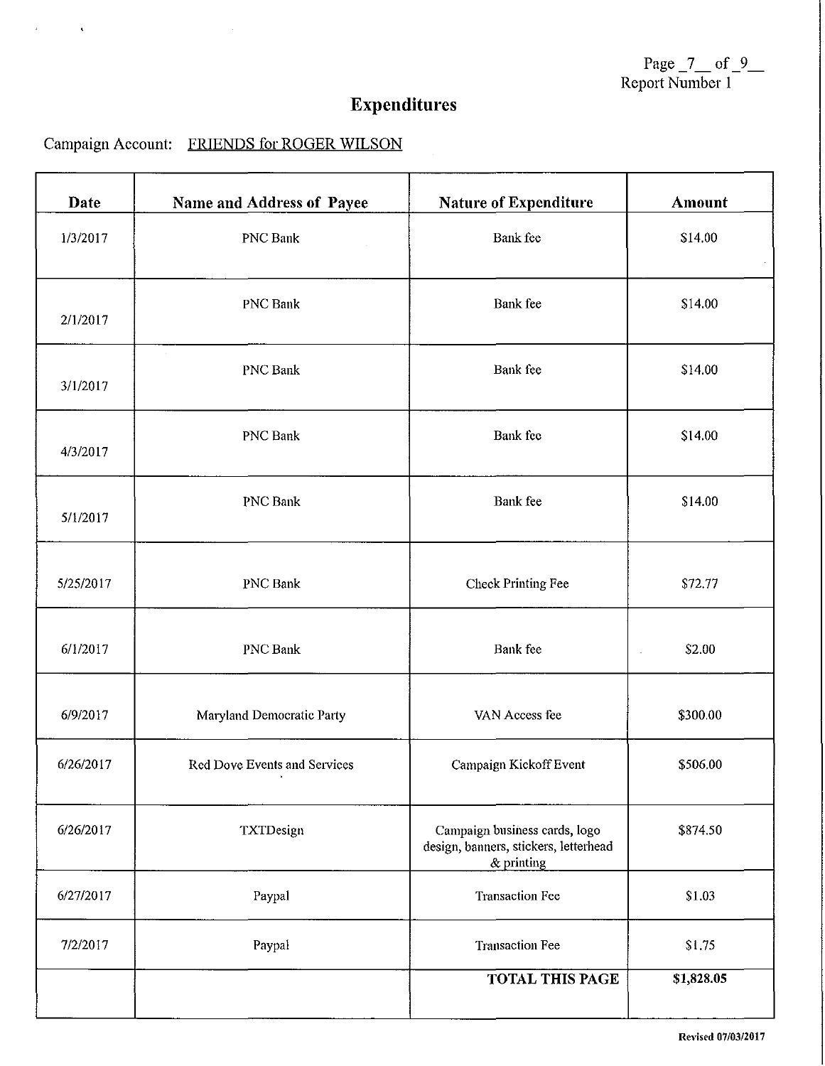Report Number 1

# Expenditures

Campaign Account: FRIENDS for ROGER WILSON

| Date | Name and Address of Payee | Nature of Expenditure | Amount |
|---|---|---|---|
| 1/3/2017 | PNC Bank | Bank fee | $14.00 |
| 2/1/2017 | PNC Bank | Bank fee | $14.00 |
| 3/1/2017 | PNC Bank | Bank fee | $14.00 |
| 4/3/2017 | PNC Bank | Bank fee | $14.00 |
| 5/1/2017 | PNC Bank | Bank fee | $14.00 |
| 5/25/2017 | PNC Bank | Check Printing Fee | $72.77 |
| 6/1/2017 | PNC Bank | Bank fee | $2.00 |
| 6/9/2017 | Maryland Democratic Party | VAN Access fee | $300.00 |
| 6/26/2017 | Red Dove Events and Services | Campaign Kickoff Event | $506.00 |
| 6/26/2017 | TXTDesign | Campaign business cards, logo design, banners, stickers, letterhead & printing | $874.50 |
| 6/27/2017 | Paypal | Transaction Fee | $1.03 |
| 7/2/2017 | Paypal | Transaction Fee | $1.75 |
| | | **TOTAL THIS PAGE** | **$1,828.05** |

Revised 07/03/2017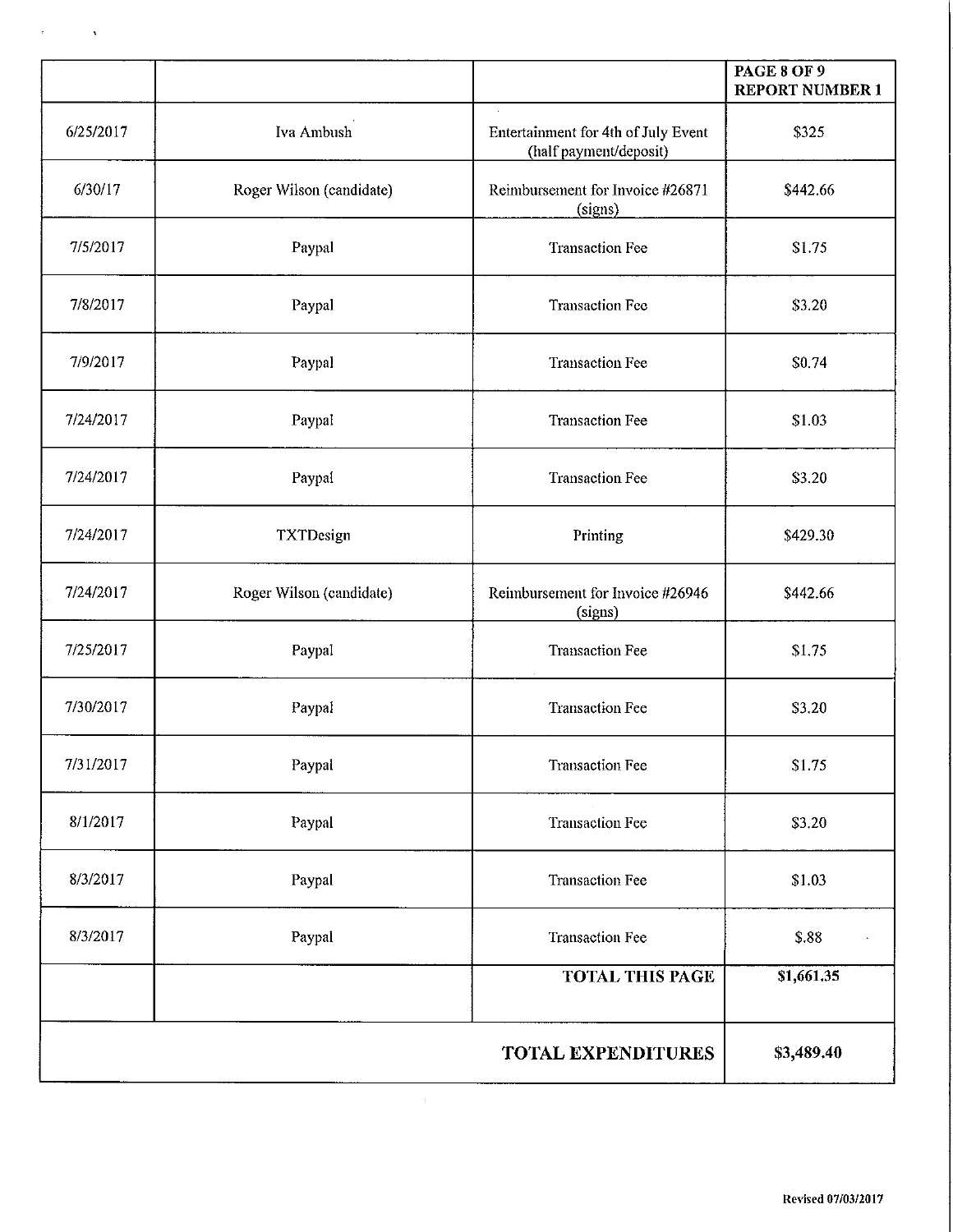| | | | PAGE 8 OF 9<br>REPORT NUMBER 1 |
|---|---|---|---|
| 6/25/2017 | Iva Ambush | Entertainment for 4th of July Event (half payment/deposit) | $325 |
| 6/30/17 | Roger Wilson (candidate) | Reimbursement for Invoice #26871 (signs) | $442.66 |
| 7/5/2017 | Paypal | Transaction Fee | $1.75 |
| 7/8/2017 | Paypal | Transaction Fee | $3.20 |
| 7/9/2017 | Paypal | Transaction Fee | $0.74 |
| 7/24/2017 | Paypal | Transaction Fee | $1.03 |
| 7/24/2017 | Paypal | Transaction Fee | $3.20 |
| 7/24/2017 | TXTDesign | Printing | $429.30 |
| 7/24/2017 | Roger Wilson (candidate) | Reimbursement for Invoice #26946 (signs) | $442.66 |
| 7/25/2017 | Paypal | Transaction Fee | $1.75 |
| 7/30/2017 | Paypal | Transaction Fee | $3.20 |
| 7/31/2017 | Paypal | Transaction Fee | $1.75 |
| 8/1/2017 | Paypal | Transaction Fee | $3.20 |
| 8/3/2017 | Paypal | Transaction Fee | $1.03 |
| 8/3/2017 | Paypal | Transaction Fee | $.88 |
| | | **TOTAL THIS PAGE** | **$1,661.35** |
| | | **TOTAL EXPENDITURES** | **$3,489.40** |

Revised 07/03/2017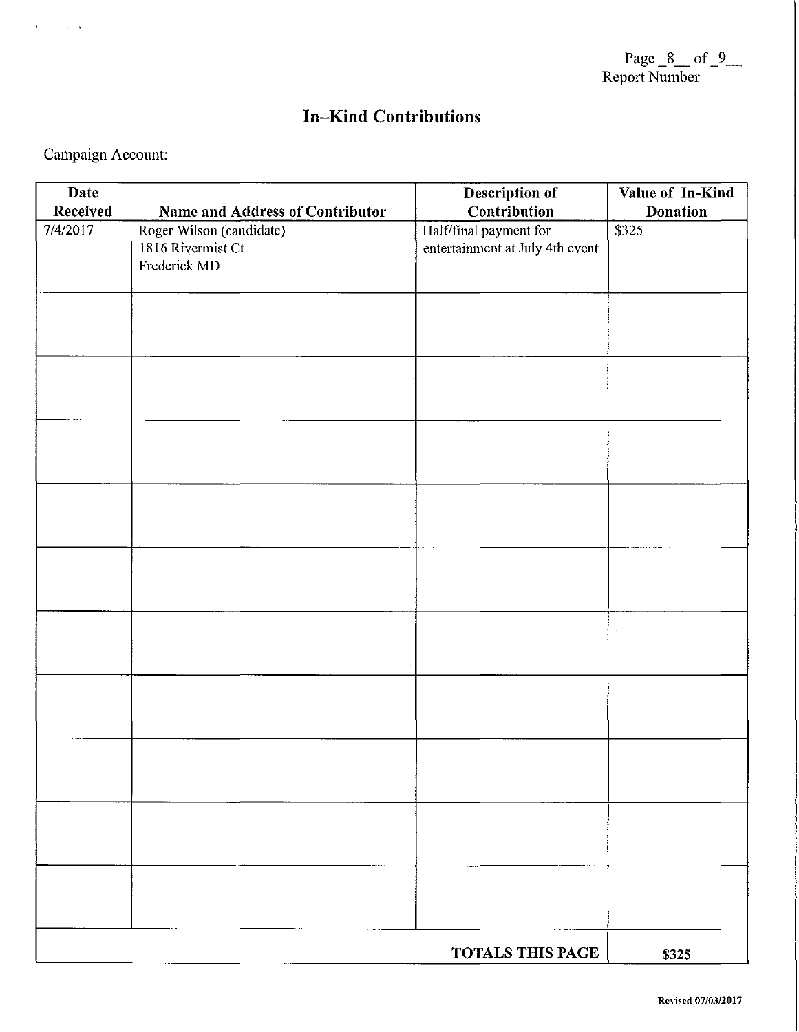Page _8__ of _9__
Report Number

## In–Kind Contributions

Campaign Account:

| Date Received | Name and Address of Contributor | Description of Contribution | Value of In-Kind Donation |
|---|---|---|---|
| 7/4/2017 | Roger Wilson (candidate)<br>1816 Rivermist Ct<br>Frederick MD | Half/final payment for entertainment at July 4th event | $325 |
| | | | |
| | | | |
| | | | |
| | | | |
| | | | |
| | | | |
| | | | |
| | | | |
| | | | |
| | | | |
| | | **TOTALS THIS PAGE** | **$325** |

Revised 07/03/2017